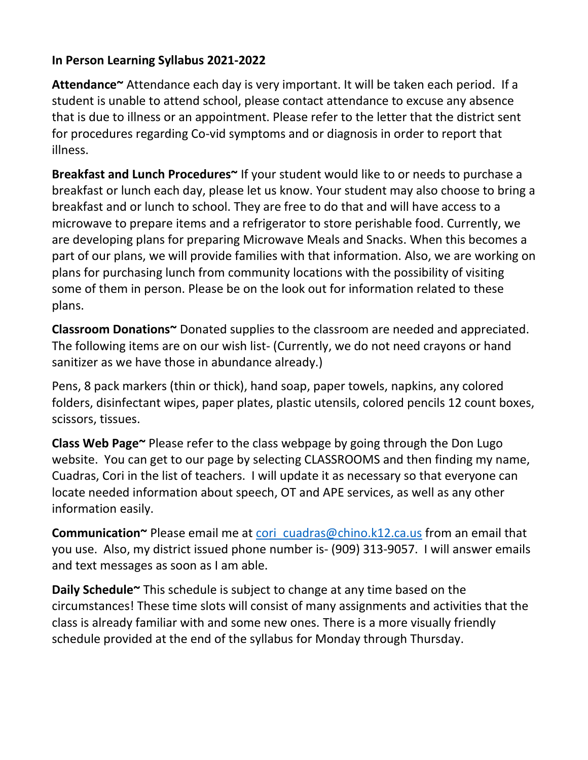**In Person Learning Syllabus 2021-2022**

**Attendance~** Attendance each day is very important. It will be taken each period. If a student is unable to attend school, please contact attendance to excuse any absence that is due to illness or an appointment. Please refer to the letter that the district sent for procedures regarding Co-vid symptoms and or diagnosis in order to report that illness.

**Breakfast and Lunch Procedures~** If your student would like to or needs to purchase a breakfast or lunch each day, please let us know. Your student may also choose to bring a breakfast and or lunch to school. They are free to do that and will have access to a microwave to prepare items and a refrigerator to store perishable food. Currently, we are developing plans for preparing Microwave Meals and Snacks. When this becomes a part of our plans, we will provide families with that information. Also, we are working on plans for purchasing lunch from community locations with the possibility of visiting some of them in person. Please be on the look out for information related to these plans.

**Classroom Donations~** Donated supplies to the classroom are needed and appreciated. The following items are on our wish list- (Currently, we do not need crayons or hand sanitizer as we have those in abundance already.)

Pens, 8 pack markers (thin or thick), hand soap, paper towels, napkins, any colored folders, disinfectant wipes, paper plates, plastic utensils, colored pencils 12 count boxes, scissors, tissues.

**Class Web Page~** Please refer to the class webpage by going through the Don Lugo website. You can get to our page by selecting CLASSROOMS and then finding my name, Cuadras, Cori in the list of teachers. I will update it as necessary so that everyone can locate needed information about speech, OT and APE services, as well as any other information easily.

**Communication~** Please email me at cori_cuadras@chino.k12.ca.us from an email that you use. Also, my district issued phone number is- (909) 313-9057. I will answer emails and text messages as soon as I am able.

**Daily Schedule~** This schedule is subject to change at any time based on the circumstances! These time slots will consist of many assignments and activities that the class is already familiar with and some new ones. There is a more visually friendly schedule provided at the end of the syllabus for Monday through Thursday.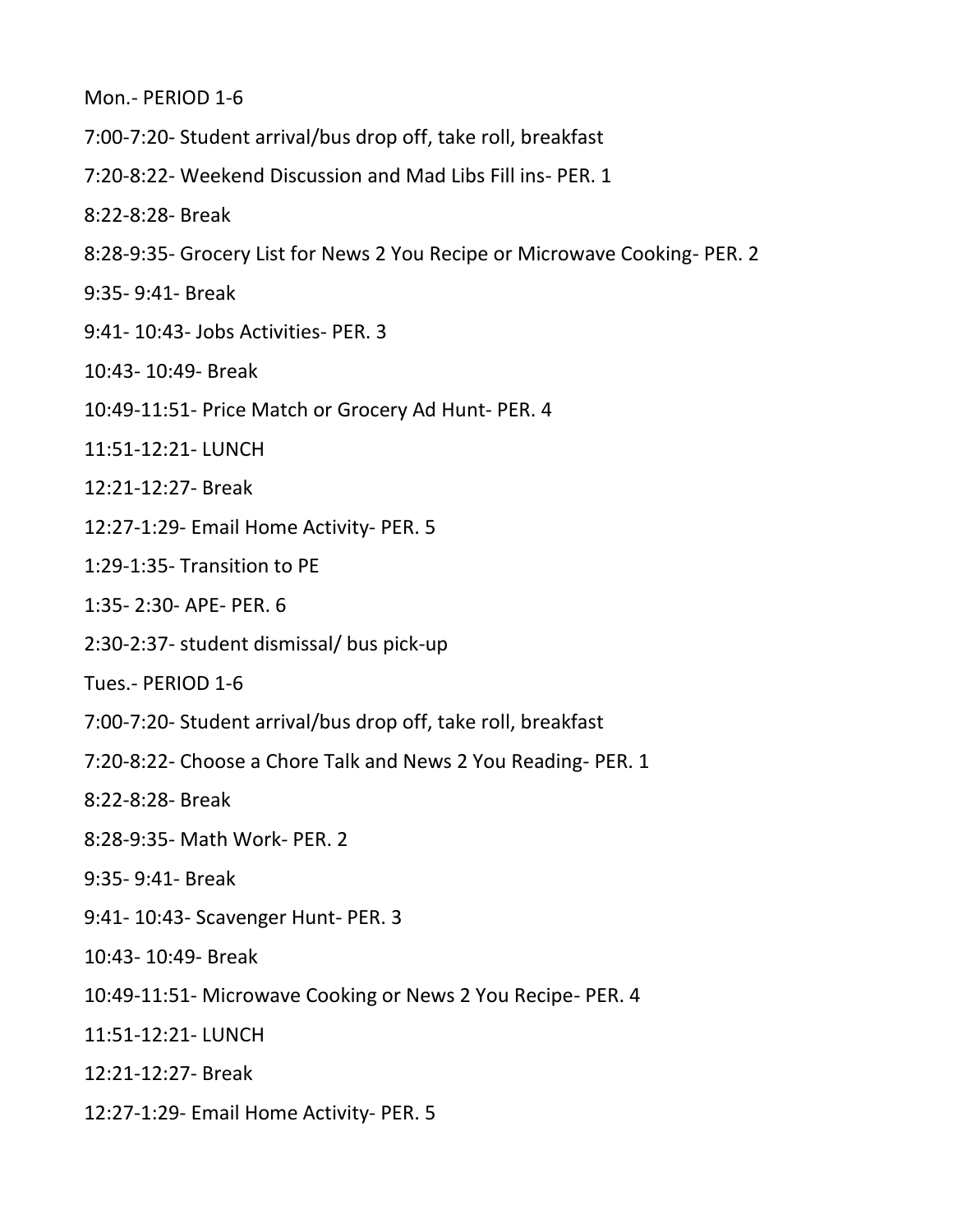Mon.- PERIOD 1-6

7:00-7:20- Student arrival/bus drop off, take roll, breakfast

7:20-8:22- Weekend Discussion and Mad Libs Fill ins- PER. 1

8:22-8:28- Break

8:28-9:35- Grocery List for News 2 You Recipe or Microwave Cooking- PER. 2

9:35- 9:41- Break

9:41- 10:43- Jobs Activities- PER. 3

10:43- 10:49- Break

10:49-11:51- Price Match or Grocery Ad Hunt- PER. 4

11:51-12:21- LUNCH

12:21-12:27- Break

12:27-1:29- Email Home Activity- PER. 5

1:29-1:35- Transition to PE

1:35- 2:30- APE- PER. 6

2:30-2:37- student dismissal/ bus pick-up

Tues.- PERIOD 1-6

7:00-7:20- Student arrival/bus drop off, take roll, breakfast

7:20-8:22- Choose a Chore Talk and News 2 You Reading- PER. 1

8:22-8:28- Break

8:28-9:35- Math Work- PER. 2

9:35- 9:41- Break

9:41- 10:43- Scavenger Hunt- PER. 3

10:43- 10:49- Break

10:49-11:51- Microwave Cooking or News 2 You Recipe- PER. 4

11:51-12:21- LUNCH

12:21-12:27- Break

12:27-1:29- Email Home Activity- PER. 5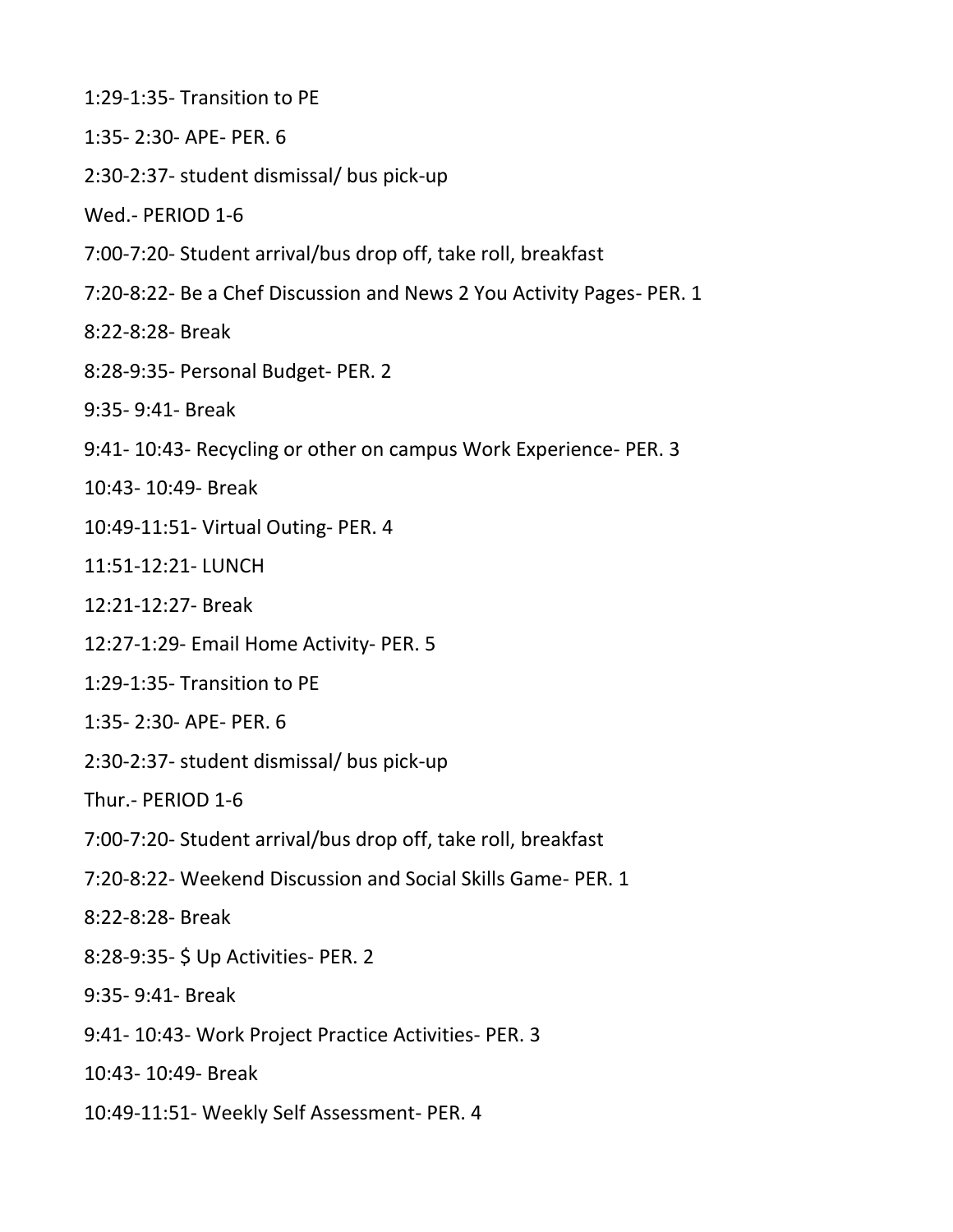1:29-1:35- Transition to PE

1:35- 2:30- APE- PER. 6

2:30-2:37- student dismissal/ bus pick-up

Wed.- PERIOD 1-6

7:00-7:20- Student arrival/bus drop off, take roll, breakfast

7:20-8:22- Be a Chef Discussion and News 2 You Activity Pages- PER. 1

8:22-8:28- Break

8:28-9:35- Personal Budget- PER. 2

9:35- 9:41- Break

9:41- 10:43- Recycling or other on campus Work Experience- PER. 3

10:43- 10:49- Break

10:49-11:51- Virtual Outing- PER. 4

11:51-12:21- LUNCH

12:21-12:27- Break

12:27-1:29- Email Home Activity- PER. 5

1:29-1:35- Transition to PE

1:35- 2:30- APE- PER. 6

2:30-2:37- student dismissal/ bus pick-up

Thur.- PERIOD 1-6

7:00-7:20- Student arrival/bus drop off, take roll, breakfast

7:20-8:22- Weekend Discussion and Social Skills Game- PER. 1

8:22-8:28- Break

8:28-9:35- $ Up Activities- PER. 2

9:35- 9:41- Break

9:41- 10:43- Work Project Practice Activities- PER. 3

10:43- 10:49- Break

10:49-11:51- Weekly Self Assessment- PER. 4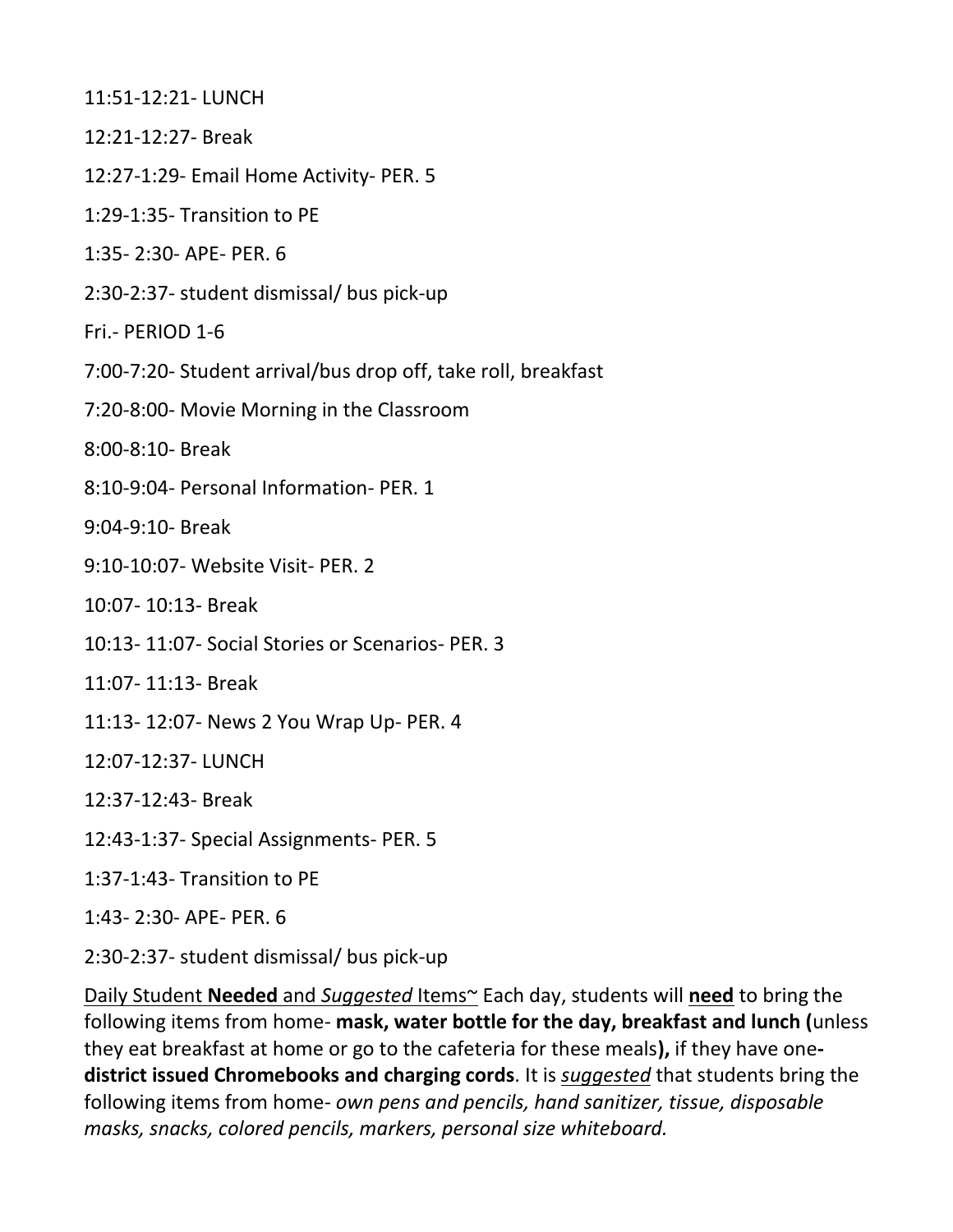11:51-12:21- LUNCH

12:21-12:27- Break

12:27-1:29- Email Home Activity- PER. 5

1:29-1:35- Transition to PE

1:35- 2:30- APE- PER. 6

2:30-2:37- student dismissal/ bus pick-up

Fri.- PERIOD 1-6

7:00-7:20- Student arrival/bus drop off, take roll, breakfast

7:20-8:00- Movie Morning in the Classroom

8:00-8:10- Break

8:10-9:04- Personal Information- PER. 1

9:04-9:10- Break

9:10-10:07- Website Visit- PER. 2

10:07- 10:13- Break

10:13- 11:07- Social Stories or Scenarios- PER. 3

11:07- 11:13- Break

11:13- 12:07- News 2 You Wrap Up- PER. 4

12:07-12:37- LUNCH

12:37-12:43- Break

12:43-1:37- Special Assignments- PER. 5

1:37-1:43- Transition to PE

1:43- 2:30- APE- PER. 6

2:30-2:37- student dismissal/ bus pick-up

<u>Daily Student **Needed** and *Suggested* Items~</u> Each day, students will <u>**need**</u> to bring the following items from home- **mask, water bottle for the day, breakfast and lunch (**unless they eat breakfast at home or go to the cafeteria for these meals**),** if they have one**- district issued Chromebooks and charging cords**. It is <u>*suggested*</u> that students bring the following items from home- *own pens and pencils, hand sanitizer, tissue, disposable masks, snacks, colored pencils, markers, personal size whiteboard.*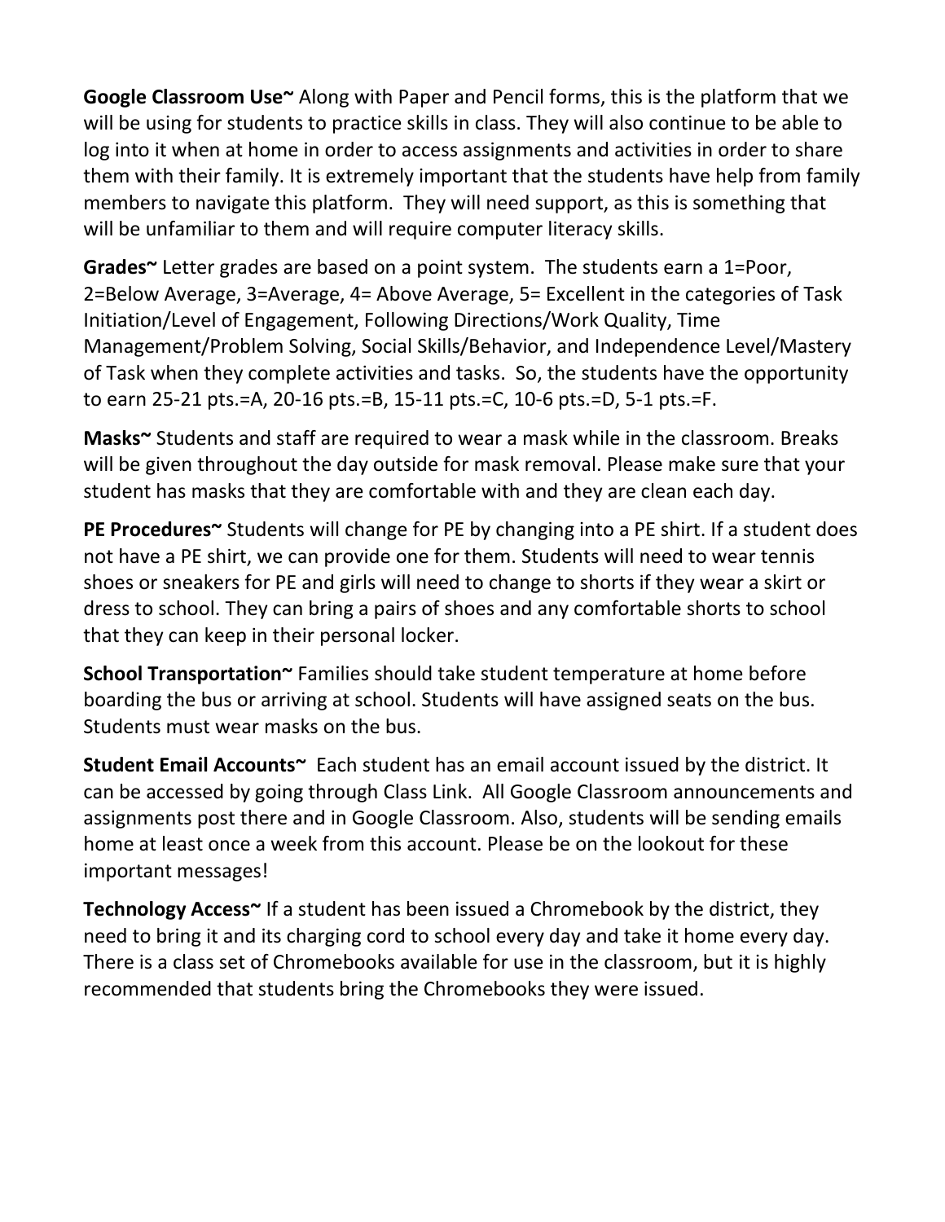**Google Classroom Use~** Along with Paper and Pencil forms, this is the platform that we will be using for students to practice skills in class. They will also continue to be able to log into it when at home in order to access assignments and activities in order to share them with their family. It is extremely important that the students have help from family members to navigate this platform. They will need support, as this is something that will be unfamiliar to them and will require computer literacy skills.

**Grades~** Letter grades are based on a point system. The students earn a 1=Poor, 2=Below Average, 3=Average, 4= Above Average, 5= Excellent in the categories of Task Initiation/Level of Engagement, Following Directions/Work Quality, Time Management/Problem Solving, Social Skills/Behavior, and Independence Level/Mastery of Task when they complete activities and tasks. So, the students have the opportunity to earn 25-21 pts.=A, 20-16 pts.=B, 15-11 pts.=C, 10-6 pts.=D, 5-1 pts.=F.

**Masks~** Students and staff are required to wear a mask while in the classroom. Breaks will be given throughout the day outside for mask removal. Please make sure that your student has masks that they are comfortable with and they are clean each day.

**PE Procedures~** Students will change for PE by changing into a PE shirt. If a student does not have a PE shirt, we can provide one for them. Students will need to wear tennis shoes or sneakers for PE and girls will need to change to shorts if they wear a skirt or dress to school. They can bring a pairs of shoes and any comfortable shorts to school that they can keep in their personal locker.

**School Transportation~** Families should take student temperature at home before boarding the bus or arriving at school. Students will have assigned seats on the bus. Students must wear masks on the bus.

**Student Email Accounts~** Each student has an email account issued by the district. It can be accessed by going through Class Link. All Google Classroom announcements and assignments post there and in Google Classroom. Also, students will be sending emails home at least once a week from this account. Please be on the lookout for these important messages!

**Technology Access~** If a student has been issued a Chromebook by the district, they need to bring it and its charging cord to school every day and take it home every day. There is a class set of Chromebooks available for use in the classroom, but it is highly recommended that students bring the Chromebooks they were issued.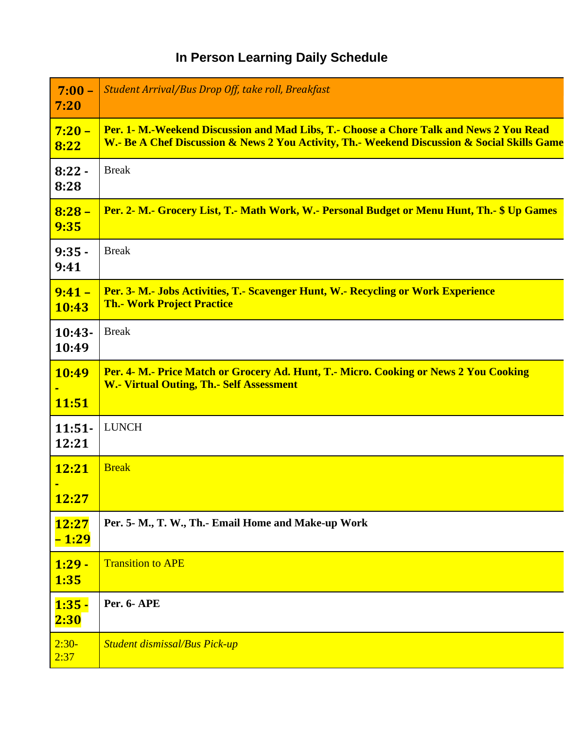### In Person Learning Daily Schedule

| | |
|---|---|
| **7:00 – 7:20** | *Student Arrival/Bus Drop Off, take roll, Breakfast* |
| **7:20 – 8:22** | **Per. 1- M.-Weekend Discussion and Mad Libs, T.- Choose a Chore Talk and News 2 You Read W.- Be A Chef Discussion & News 2 You Activity, Th.- Weekend Discussion & Social Skills Game** |
| **8:22 - 8:28** | Break |
| **8:28 – 9:35** | **Per. 2- M.- Grocery List, T.- Math Work, W.- Personal Budget or Menu Hunt, Th.- $ Up Games** |
| **9:35 - 9:41** | Break |
| **9:41 – 10:43** | **Per. 3- M.- Jobs Activities, T.- Scavenger Hunt, W.- Recycling or Work Experience Th.- Work Project Practice** |
| **10:43- 10:49** | Break |
| **10:49 - 11:51** | **Per. 4- M.- Price Match or Grocery Ad. Hunt, T.- Micro. Cooking or News 2 You Cooking W.- Virtual Outing, Th.- Self Assessment** |
| **11:51- 12:21** | LUNCH |
| **12:21 - 12:27** | Break |
| **12:27 – 1:29** | **Per. 5- M., T. W., Th.- Email Home and Make-up Work** |
| **1:29 - 1:35** | Transition to APE |
| **1:35 - 2:30** | **Per. 6- APE** |
| 2:30- 2:37 | *Student dismissal/Bus Pick-up* |